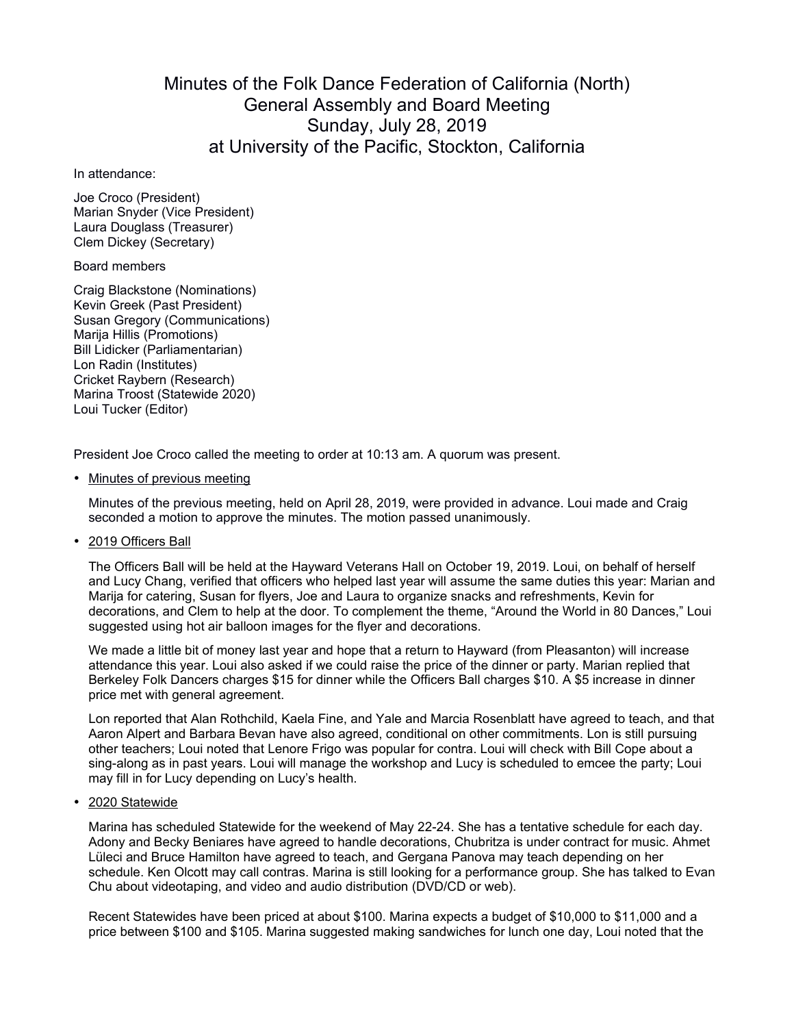# Minutes of the Folk Dance Federation of California (North) General Assembly and Board Meeting Sunday, July 28, 2019 at University of the Pacific, Stockton, California

In attendance:

Joe Croco (President)
Marian Snyder (Vice President)
Laura Douglass (Treasurer)
Clem Dickey (Secretary)

Board members

Craig Blackstone (Nominations)
Kevin Greek (Past President)
Susan Gregory (Communications)
Marija Hillis (Promotions)
Bill Lidicker (Parliamentarian)
Lon Radin (Institutes)
Cricket Raybern (Research)
Marina Troost (Statewide 2020)
Loui Tucker (Editor)

President Joe Croco called the meeting to order at 10:13 am. A quorum was present.

- Minutes of previous meeting

  Minutes of the previous meeting, held on April 28, 2019, were provided in advance. Loui made and Craig seconded a motion to approve the minutes. The motion passed unanimously.

- 2019 Officers Ball

  The Officers Ball will be held at the Hayward Veterans Hall on October 19, 2019. Loui, on behalf of herself and Lucy Chang, verified that officers who helped last year will assume the same duties this year: Marian and Marija for catering, Susan for flyers, Joe and Laura to organize snacks and refreshments, Kevin for decorations, and Clem to help at the door. To complement the theme, "Around the World in 80 Dances," Loui suggested using hot air balloon images for the flyer and decorations.

  We made a little bit of money last year and hope that a return to Hayward (from Pleasanton) will increase attendance this year. Loui also asked if we could raise the price of the dinner or party. Marian replied that Berkeley Folk Dancers charges $15 for dinner while the Officers Ball charges $10. A $5 increase in dinner price met with general agreement.

  Lon reported that Alan Rothchild, Kaela Fine, and Yale and Marcia Rosenblatt have agreed to teach, and that Aaron Alpert and Barbara Bevan have also agreed, conditional on other commitments. Lon is still pursuing other teachers; Loui noted that Lenore Frigo was popular for contra. Loui will check with Bill Cope about a sing-along as in past years. Loui will manage the workshop and Lucy is scheduled to emcee the party; Loui may fill in for Lucy depending on Lucy's health.

- 2020 Statewide

  Marina has scheduled Statewide for the weekend of May 22-24. She has a tentative schedule for each day. Adony and Becky Beniares have agreed to handle decorations, Chubritza is under contract for music. Ahmet Lüleci and Bruce Hamilton have agreed to teach, and Gergana Panova may teach depending on her schedule. Ken Olcott may call contras. Marina is still looking for a performance group. She has talked to Evan Chu about videotaping, and video and audio distribution (DVD/CD or web).

  Recent Statewides have been priced at about $100. Marina expects a budget of $10,000 to $11,000 and a price between $100 and $105. Marina suggested making sandwiches for lunch one day, Loui noted that the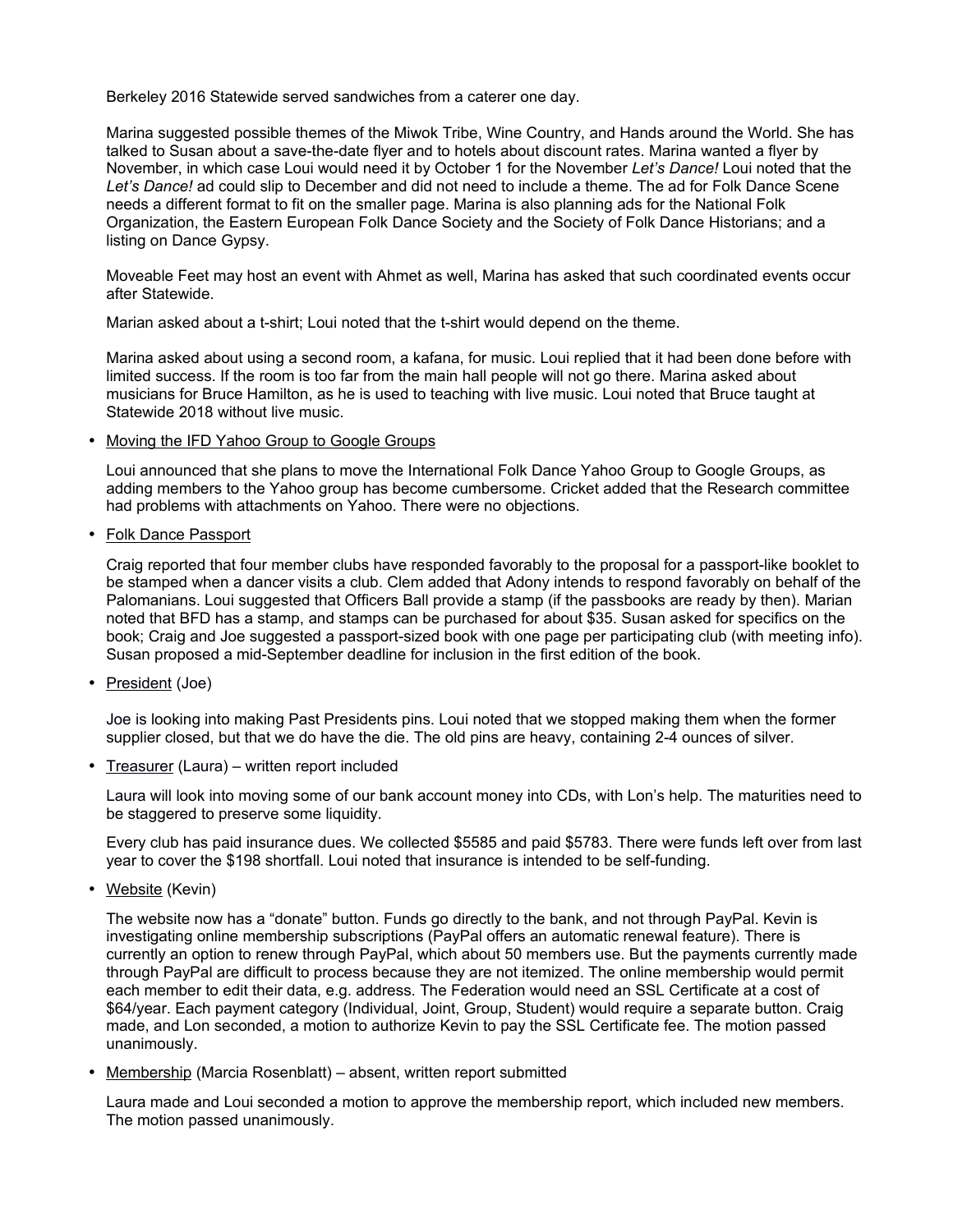Berkeley 2016 Statewide served sandwiches from a caterer one day.

Marina suggested possible themes of the Miwok Tribe, Wine Country, and Hands around the World. She has talked to Susan about a save-the-date flyer and to hotels about discount rates. Marina wanted a flyer by November, in which case Loui would need it by October 1 for the November *Let's Dance!* Loui noted that the *Let's Dance!* ad could slip to December and did not need to include a theme. The ad for Folk Dance Scene needs a different format to fit on the smaller page. Marina is also planning ads for the National Folk Organization, the Eastern European Folk Dance Society and the Society of Folk Dance Historians; and a listing on Dance Gypsy.

Moveable Feet may host an event with Ahmet as well, Marina has asked that such coordinated events occur after Statewide.

Marian asked about a t-shirt; Loui noted that the t-shirt would depend on the theme.

Marina asked about using a second room, a kafana, for music. Loui replied that it had been done before with limited success. If the room is too far from the main hall people will not go there. Marina asked about musicians for Bruce Hamilton, as he is used to teaching with live music. Loui noted that Bruce taught at Statewide 2018 without live music.

- Moving the IFD Yahoo Group to Google Groups

  Loui announced that she plans to move the International Folk Dance Yahoo Group to Google Groups, as adding members to the Yahoo group has become cumbersome. Cricket added that the Research committee had problems with attachments on Yahoo. There were no objections.

- Folk Dance Passport

  Craig reported that four member clubs have responded favorably to the proposal for a passport-like booklet to be stamped when a dancer visits a club. Clem added that Adony intends to respond favorably on behalf of the Palomanians. Loui suggested that Officers Ball provide a stamp (if the passbooks are ready by then). Marian noted that BFD has a stamp, and stamps can be purchased for about $35. Susan asked for specifics on the book; Craig and Joe suggested a passport-sized book with one page per participating club (with meeting info). Susan proposed a mid-September deadline for inclusion in the first edition of the book.

- President (Joe)

  Joe is looking into making Past Presidents pins. Loui noted that we stopped making them when the former supplier closed, but that we do have the die. The old pins are heavy, containing 2-4 ounces of silver.

- Treasurer (Laura) – written report included

  Laura will look into moving some of our bank account money into CDs, with Lon's help. The maturities need to be staggered to preserve some liquidity.

  Every club has paid insurance dues. We collected $5585 and paid $5783. There were funds left over from last year to cover the $198 shortfall. Loui noted that insurance is intended to be self-funding.

- Website (Kevin)

  The website now has a "donate" button. Funds go directly to the bank, and not through PayPal. Kevin is investigating online membership subscriptions (PayPal offers an automatic renewal feature). There is currently an option to renew through PayPal, which about 50 members use. But the payments currently made through PayPal are difficult to process because they are not itemized. The online membership would permit each member to edit their data, e.g. address. The Federation would need an SSL Certificate at a cost of $64/year. Each payment category (Individual, Joint, Group, Student) would require a separate button. Craig made, and Lon seconded, a motion to authorize Kevin to pay the SSL Certificate fee. The motion passed unanimously.

- Membership (Marcia Rosenblatt) – absent, written report submitted

  Laura made and Loui seconded a motion to approve the membership report, which included new members. The motion passed unanimously.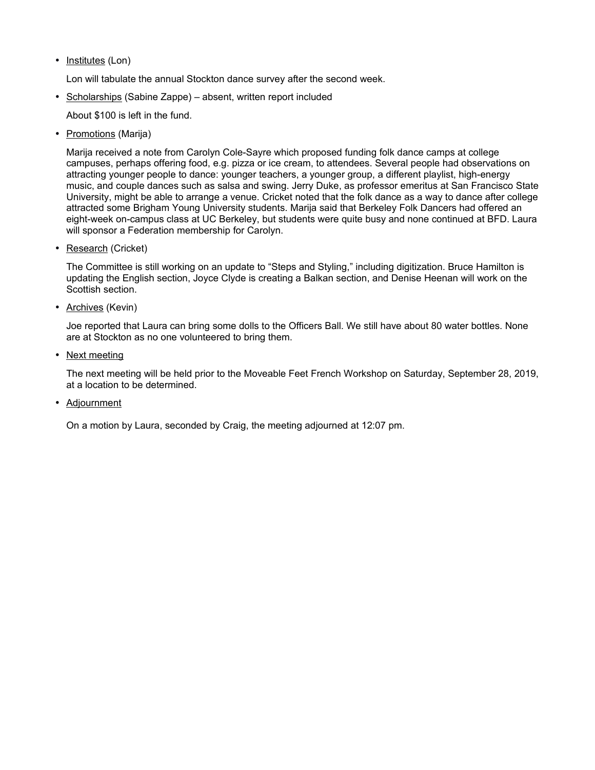- Institutes (Lon)

  Lon will tabulate the annual Stockton dance survey after the second week.

- Scholarships (Sabine Zappe) – absent, written report included

  About $100 is left in the fund.

- Promotions (Marija)

  Marija received a note from Carolyn Cole-Sayre which proposed funding folk dance camps at college campuses, perhaps offering food, e.g. pizza or ice cream, to attendees. Several people had observations on attracting younger people to dance: younger teachers, a younger group, a different playlist, high-energy music, and couple dances such as salsa and swing. Jerry Duke, as professor emeritus at San Francisco State University, might be able to arrange a venue. Cricket noted that the folk dance as a way to dance after college attracted some Brigham Young University students. Marija said that Berkeley Folk Dancers had offered an eight-week on-campus class at UC Berkeley, but students were quite busy and none continued at BFD. Laura will sponsor a Federation membership for Carolyn.

- Research (Cricket)

  The Committee is still working on an update to "Steps and Styling," including digitization. Bruce Hamilton is updating the English section, Joyce Clyde is creating a Balkan section, and Denise Heenan will work on the Scottish section.

- Archives (Kevin)

  Joe reported that Laura can bring some dolls to the Officers Ball. We still have about 80 water bottles. None are at Stockton as no one volunteered to bring them.

- Next meeting

  The next meeting will be held prior to the Moveable Feet French Workshop on Saturday, September 28, 2019, at a location to be determined.

- Adjournment

  On a motion by Laura, seconded by Craig, the meeting adjourned at 12:07 pm.